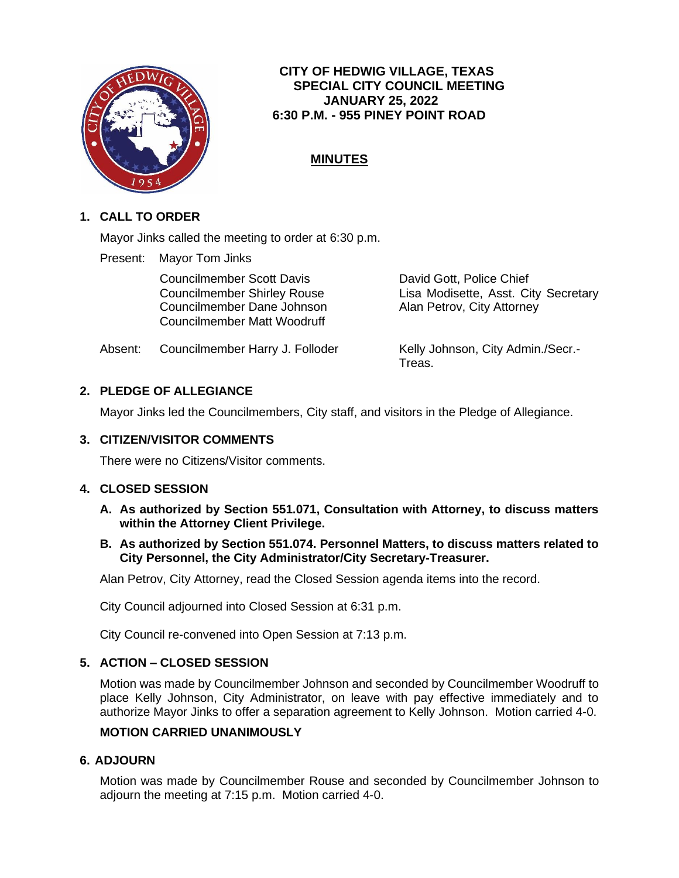# CITY OF HEDWIG VILLAGE, TEXAS
## SPECIAL CITY COUNCIL MEETING
## JANUARY 25, 2022
## 6:30 P.M. - 955 PINEY POINT ROAD

## MINUTES

**1. CALL TO ORDER**

Mayor Jinks called the meeting to order at 6:30 p.m.

Present: Mayor Tom Jinks

Councilmember Scott Davis
Councilmember Shirley Rouse
Councilmember Dane Johnson
Councilmember Matt Woodruff

David Gott, Police Chief
Lisa Modisette, Asst. City Secretary
Alan Petrov, City Attorney

Absent: Councilmember Harry J. Folloder

Kelly Johnson, City Admin./Secr.-Treas.

**2. PLEDGE OF ALLEGIANCE**

Mayor Jinks led the Councilmembers, City staff, and visitors in the Pledge of Allegiance.

**3. CITIZEN/VISITOR COMMENTS**

There were no Citizens/Visitor comments.

**4. CLOSED SESSION**

**A. As authorized by Section 551.071, Consultation with Attorney, to discuss matters within the Attorney Client Privilege.**

**B. As authorized by Section 551.074. Personnel Matters, to discuss matters related to City Personnel, the City Administrator/City Secretary-Treasurer.**

Alan Petrov, City Attorney, read the Closed Session agenda items into the record.

City Council adjourned into Closed Session at 6:31 p.m.

City Council re-convened into Open Session at 7:13 p.m.

**5. ACTION – CLOSED SESSION**

Motion was made by Councilmember Johnson and seconded by Councilmember Woodruff to place Kelly Johnson, City Administrator, on leave with pay effective immediately and to authorize Mayor Jinks to offer a separation agreement to Kelly Johnson. Motion carried 4-0.

**MOTION CARRIED UNANIMOUSLY**

**6. ADJOURN**

Motion was made by Councilmember Rouse and seconded by Councilmember Johnson to adjourn the meeting at 7:15 p.m. Motion carried 4-0.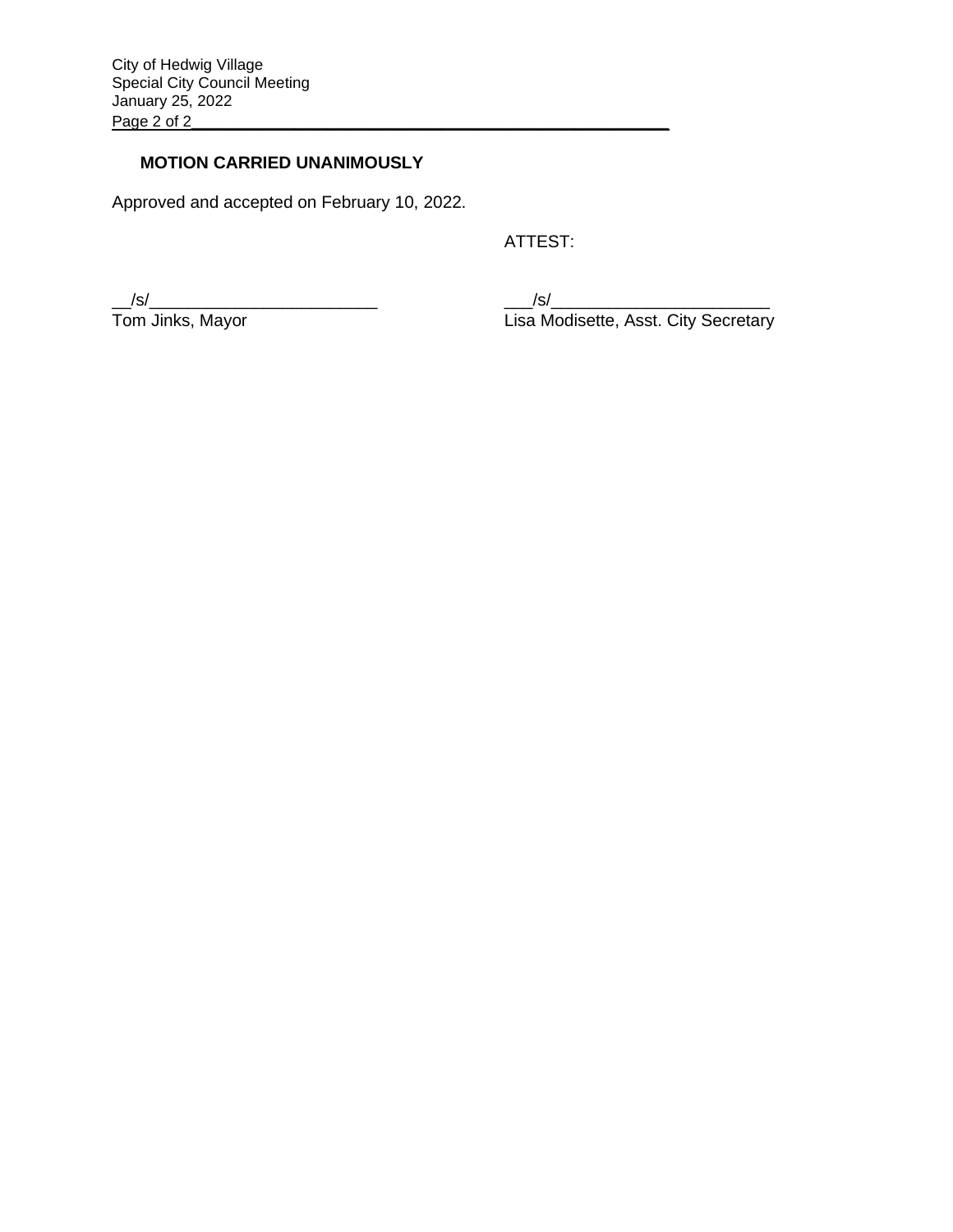**MOTION CARRIED UNANIMOUSLY**

Approved and accepted on February 10, 2022.

ATTEST:

__/s/________________________ ___/s/______________________

Tom Jinks, Mayor Lisa Modisette, Asst. City Secretary